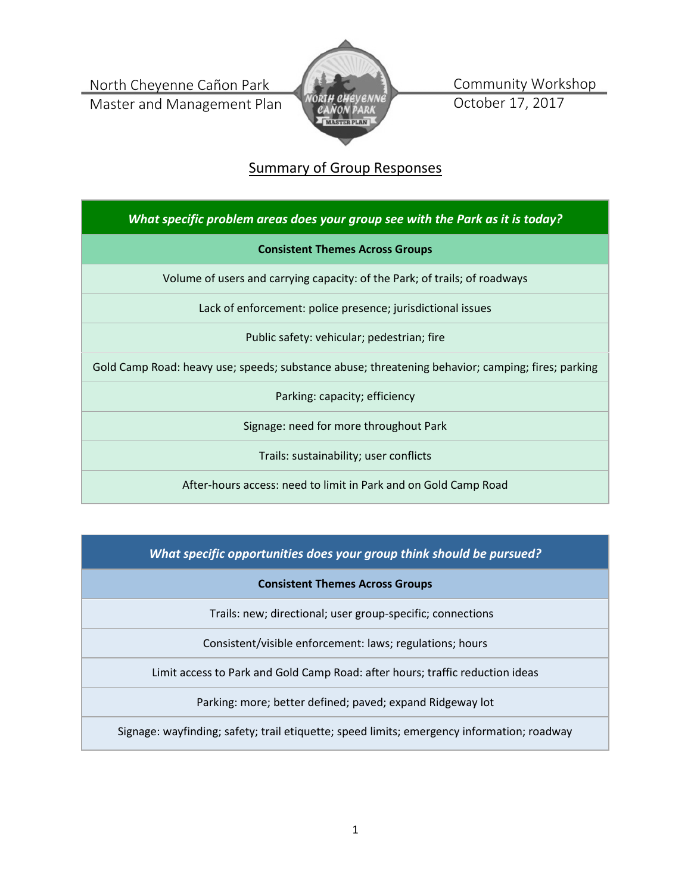North Cheyenne Cañon Park
Master and Management Plan

Community Workshop
October 17, 2017

## Summary of Group Responses

| *What specific problem areas does your group see with the Park as it is today?* |
|---|
| **Consistent Themes Across Groups** |
| Volume of users and carrying capacity: of the Park; of trails; of roadways |
| Lack of enforcement: police presence; jurisdictional issues |
| Public safety: vehicular; pedestrian; fire |
| Gold Camp Road: heavy use; speeds; substance abuse; threatening behavior; camping; fires; parking |
| Parking: capacity; efficiency |
| Signage: need for more throughout Park |
| Trails: sustainability; user conflicts |
| After-hours access: need to limit in Park and on Gold Camp Road |

| *What specific opportunities does your group think should be pursued?* |
|---|
| **Consistent Themes Across Groups** |
| Trails: new; directional; user group-specific; connections |
| Consistent/visible enforcement: laws; regulations; hours |
| Limit access to Park and Gold Camp Road: after hours; traffic reduction ideas |
| Parking: more; better defined; paved; expand Ridgeway lot |
| Signage: wayfinding; safety; trail etiquette; speed limits; emergency information; roadway |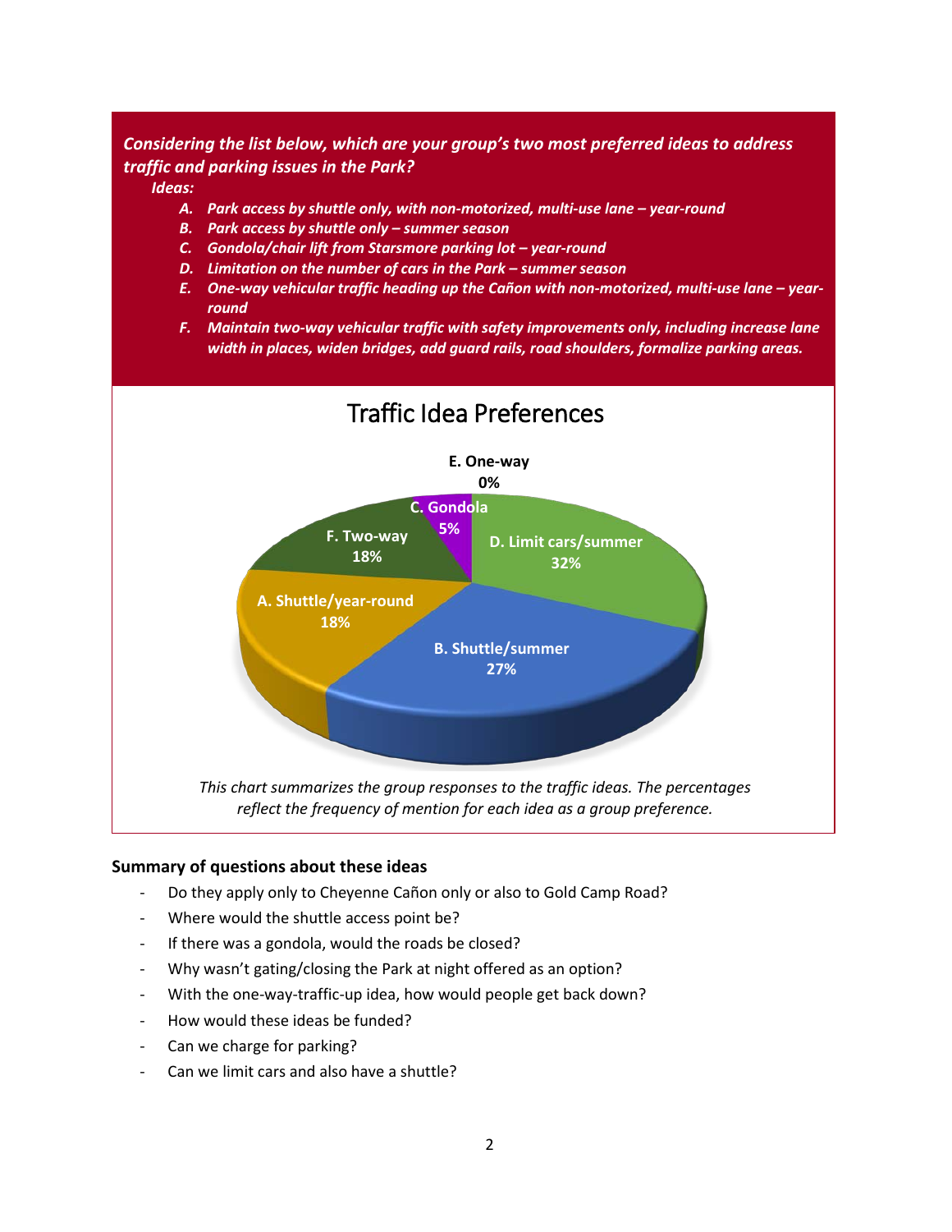***Considering the list below, which are your group's two most preferred ideas to address traffic and parking issues in the Park?***

***Ideas:***

- ***A. Park access by shuttle only, with non-motorized, multi-use lane – year-round***
- ***B. Park access by shuttle only – summer season***
- ***C. Gondola/chair lift from Starsmore parking lot – year-round***
- ***D. Limitation on the number of cars in the Park – summer season***
- ***E. One-way vehicular traffic heading up the Cañon with non-motorized, multi-use lane – year-round***
- ***F. Maintain two-way vehicular traffic with safety improvements only, including increase lane width in places, widen bridges, add guard rails, road shoulders, formalize parking areas.***

## Traffic Idea Preferences

| Idea | Percentage |
|---|---|
| D. Limit cars/summer | 32% |
| B. Shuttle/summer | 27% |
| A. Shuttle/year-round | 18% |
| F. Two-way | 18% |
| C. Gondola | 5% |
| E. One-way | 0% |

*This chart summarizes the group responses to the traffic ideas. The percentages reflect the frequency of mention for each idea as a group preference.*

### Summary of questions about these ideas

- Do they apply only to Cheyenne Cañon only or also to Gold Camp Road?
- Where would the shuttle access point be?
- If there was a gondola, would the roads be closed?
- Why wasn't gating/closing the Park at night offered as an option?
- With the one-way-traffic-up idea, how would people get back down?
- How would these ideas be funded?
- Can we charge for parking?
- Can we limit cars and also have a shuttle?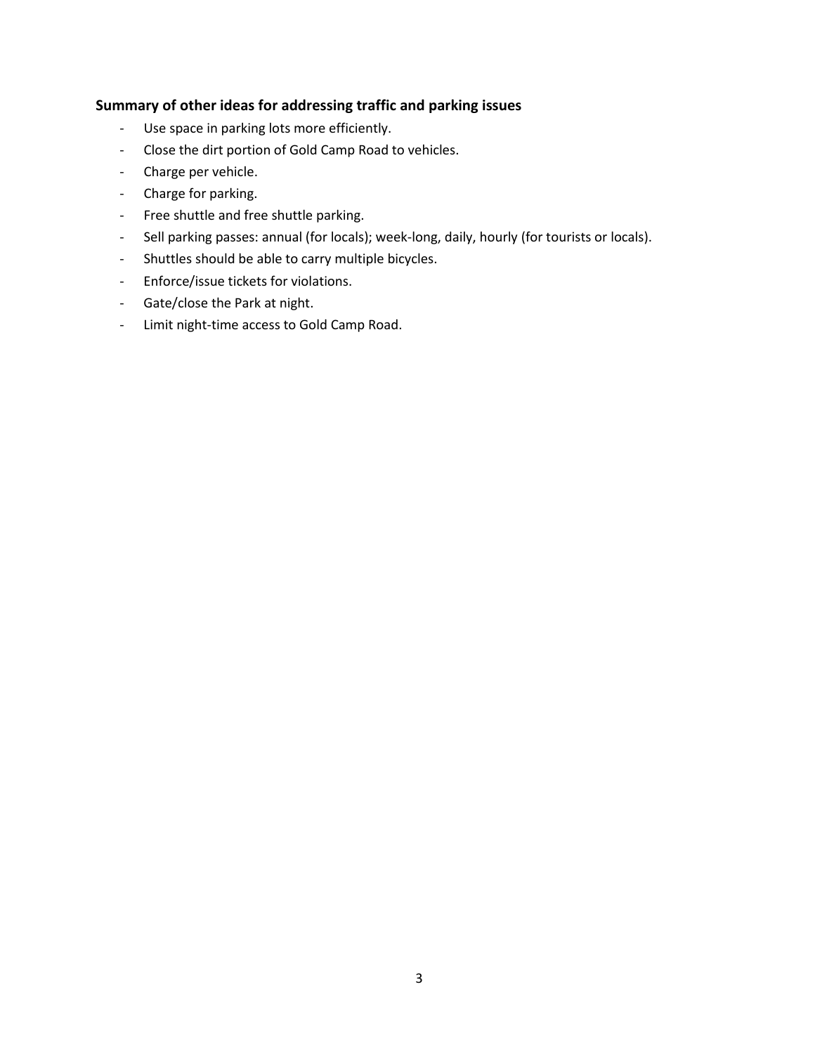### Summary of other ideas for addressing traffic and parking issues

- Use space in parking lots more efficiently.
- Close the dirt portion of Gold Camp Road to vehicles.
- Charge per vehicle.
- Charge for parking.
- Free shuttle and free shuttle parking.
- Sell parking passes: annual (for locals); week-long, daily, hourly (for tourists or locals).
- Shuttles should be able to carry multiple bicycles.
- Enforce/issue tickets for violations.
- Gate/close the Park at night.
- Limit night-time access to Gold Camp Road.